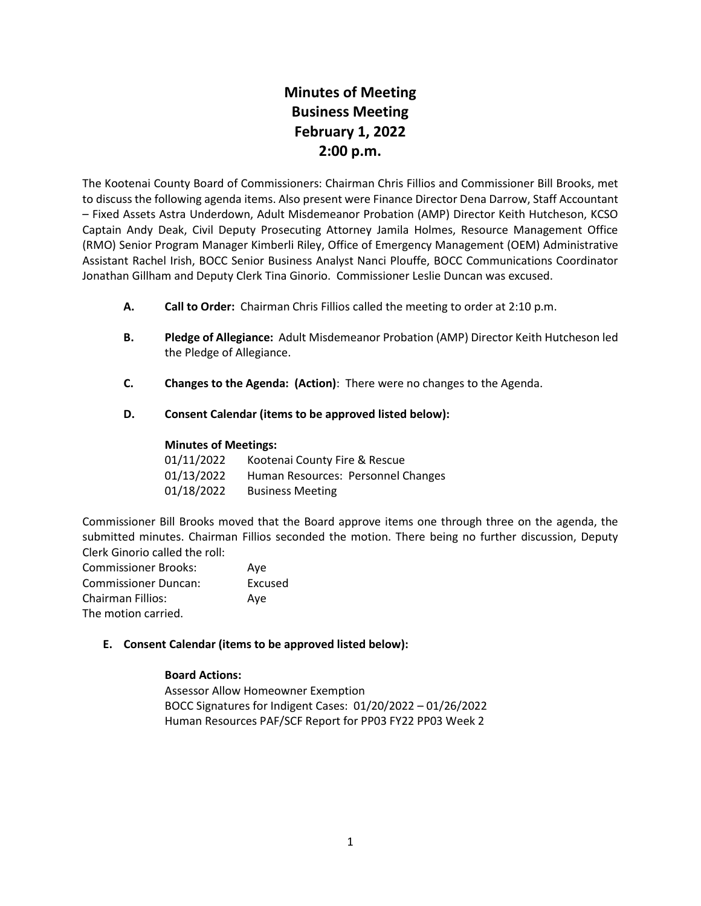# Minutes of Meeting
# Business Meeting
# February 1, 2022
# 2:00 p.m.

The Kootenai County Board of Commissioners: Chairman Chris Fillios and Commissioner Bill Brooks, met to discuss the following agenda items. Also present were Finance Director Dena Darrow, Staff Accountant – Fixed Assets Astra Underdown, Adult Misdemeanor Probation (AMP) Director Keith Hutcheson, KCSO Captain Andy Deak, Civil Deputy Prosecuting Attorney Jamila Holmes, Resource Management Office (RMO) Senior Program Manager Kimberli Riley, Office of Emergency Management (OEM) Administrative Assistant Rachel Irish, BOCC Senior Business Analyst Nanci Plouffe, BOCC Communications Coordinator Jonathan Gillham and Deputy Clerk Tina Ginorio. Commissioner Leslie Duncan was excused.

**A. Call to Order:** Chairman Chris Fillios called the meeting to order at 2:10 p.m.

**B. Pledge of Allegiance:** Adult Misdemeanor Probation (AMP) Director Keith Hutcheson led the Pledge of Allegiance.

**C. Changes to the Agenda: (Action)**: There were no changes to the Agenda.

**D. Consent Calendar (items to be approved listed below):**

**Minutes of Meetings:**

01/11/2022 Kootenai County Fire & Rescue
01/13/2022 Human Resources: Personnel Changes
01/18/2022 Business Meeting

Commissioner Bill Brooks moved that the Board approve items one through three on the agenda, the submitted minutes. Chairman Fillios seconded the motion. There being no further discussion, Deputy Clerk Ginorio called the roll:

Commissioner Brooks: Aye
Commissioner Duncan: Excused
Chairman Fillios: Aye
The motion carried.

**E. Consent Calendar (items to be approved listed below):**

**Board Actions:**

Assessor Allow Homeowner Exemption
BOCC Signatures for Indigent Cases: 01/20/2022 – 01/26/2022
Human Resources PAF/SCF Report for PP03 FY22 PP03 Week 2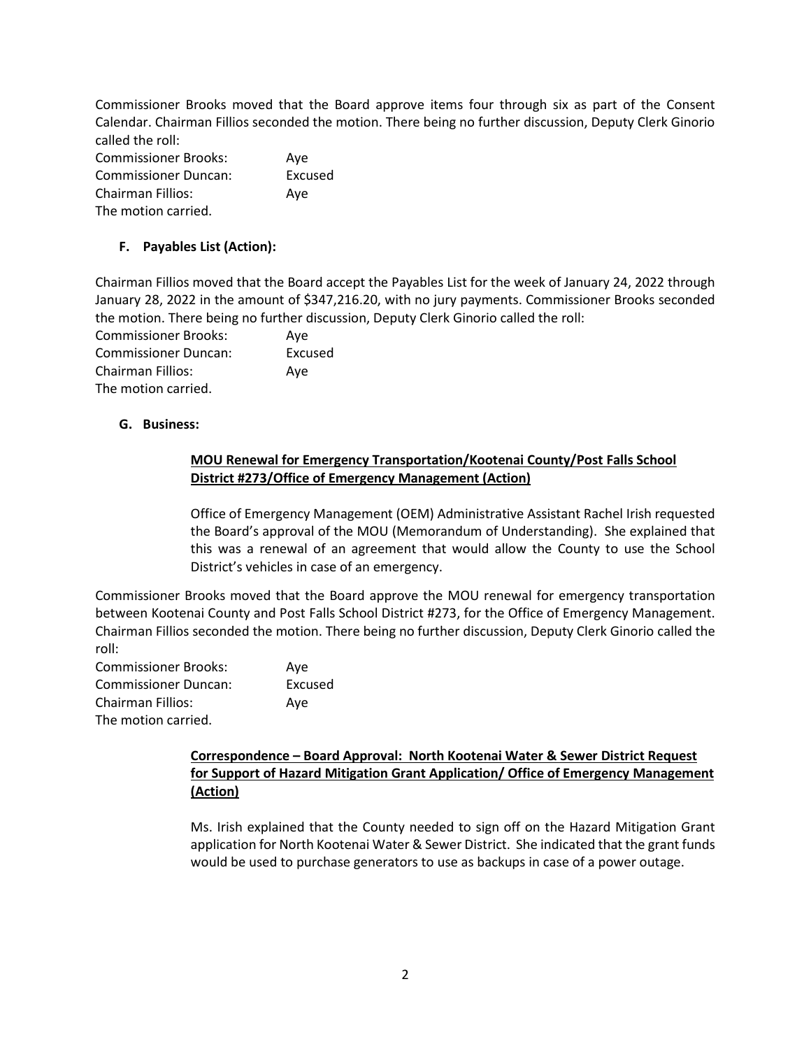Commissioner Brooks moved that the Board approve items four through six as part of the Consent Calendar. Chairman Fillios seconded the motion. There being no further discussion, Deputy Clerk Ginorio called the roll:

Commissioner Brooks: Aye
Commissioner Duncan: Excused
Chairman Fillios: Aye
The motion carried.

**F. Payables List (Action):**

Chairman Fillios moved that the Board accept the Payables List for the week of January 24, 2022 through January 28, 2022 in the amount of $347,216.20, with no jury payments. Commissioner Brooks seconded the motion. There being no further discussion, Deputy Clerk Ginorio called the roll:

Commissioner Brooks: Aye
Commissioner Duncan: Excused
Chairman Fillios: Aye
The motion carried.

**G. Business:**

**MOU Renewal for Emergency Transportation/Kootenai County/Post Falls School District #273/Office of Emergency Management (Action)**

Office of Emergency Management (OEM) Administrative Assistant Rachel Irish requested the Board's approval of the MOU (Memorandum of Understanding). She explained that this was a renewal of an agreement that would allow the County to use the School District's vehicles in case of an emergency.

Commissioner Brooks moved that the Board approve the MOU renewal for emergency transportation between Kootenai County and Post Falls School District #273, for the Office of Emergency Management. Chairman Fillios seconded the motion. There being no further discussion, Deputy Clerk Ginorio called the roll:

Commissioner Brooks: Aye
Commissioner Duncan: Excused
Chairman Fillios: Aye
The motion carried.

**Correspondence – Board Approval: North Kootenai Water & Sewer District Request for Support of Hazard Mitigation Grant Application/ Office of Emergency Management (Action)**

Ms. Irish explained that the County needed to sign off on the Hazard Mitigation Grant application for North Kootenai Water & Sewer District. She indicated that the grant funds would be used to purchase generators to use as backups in case of a power outage.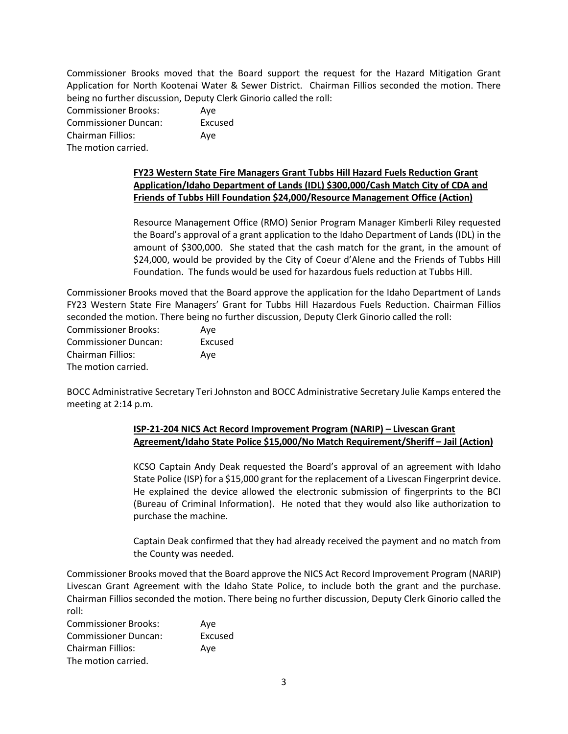Commissioner Brooks moved that the Board support the request for the Hazard Mitigation Grant Application for North Kootenai Water & Sewer District. Chairman Fillios seconded the motion. There being no further discussion, Deputy Clerk Ginorio called the roll:

Commissioner Brooks: Aye
Commissioner Duncan: Excused
Chairman Fillios: Aye
The motion carried.

**FY23 Western State Fire Managers Grant Tubbs Hill Hazard Fuels Reduction Grant Application/Idaho Department of Lands (IDL) $300,000/Cash Match City of CDA and Friends of Tubbs Hill Foundation $24,000/Resource Management Office (Action)**

Resource Management Office (RMO) Senior Program Manager Kimberli Riley requested the Board's approval of a grant application to the Idaho Department of Lands (IDL) in the amount of $300,000. She stated that the cash match for the grant, in the amount of $24,000, would be provided by the City of Coeur d'Alene and the Friends of Tubbs Hill Foundation. The funds would be used for hazardous fuels reduction at Tubbs Hill.

Commissioner Brooks moved that the Board approve the application for the Idaho Department of Lands FY23 Western State Fire Managers' Grant for Tubbs Hill Hazardous Fuels Reduction. Chairman Fillios seconded the motion. There being no further discussion, Deputy Clerk Ginorio called the roll:

Commissioner Brooks: Aye
Commissioner Duncan: Excused
Chairman Fillios: Aye
The motion carried.

BOCC Administrative Secretary Teri Johnston and BOCC Administrative Secretary Julie Kamps entered the meeting at 2:14 p.m.

**ISP-21-204 NICS Act Record Improvement Program (NARIP) – Livescan Grant Agreement/Idaho State Police $15,000/No Match Requirement/Sheriff – Jail (Action)**

KCSO Captain Andy Deak requested the Board's approval of an agreement with Idaho State Police (ISP) for a $15,000 grant for the replacement of a Livescan Fingerprint device. He explained the device allowed the electronic submission of fingerprints to the BCI (Bureau of Criminal Information). He noted that they would also like authorization to purchase the machine.

Captain Deak confirmed that they had already received the payment and no match from the County was needed.

Commissioner Brooks moved that the Board approve the NICS Act Record Improvement Program (NARIP) Livescan Grant Agreement with the Idaho State Police, to include both the grant and the purchase. Chairman Fillios seconded the motion. There being no further discussion, Deputy Clerk Ginorio called the roll:

Commissioner Brooks: Aye
Commissioner Duncan: Excused
Chairman Fillios: Aye
The motion carried.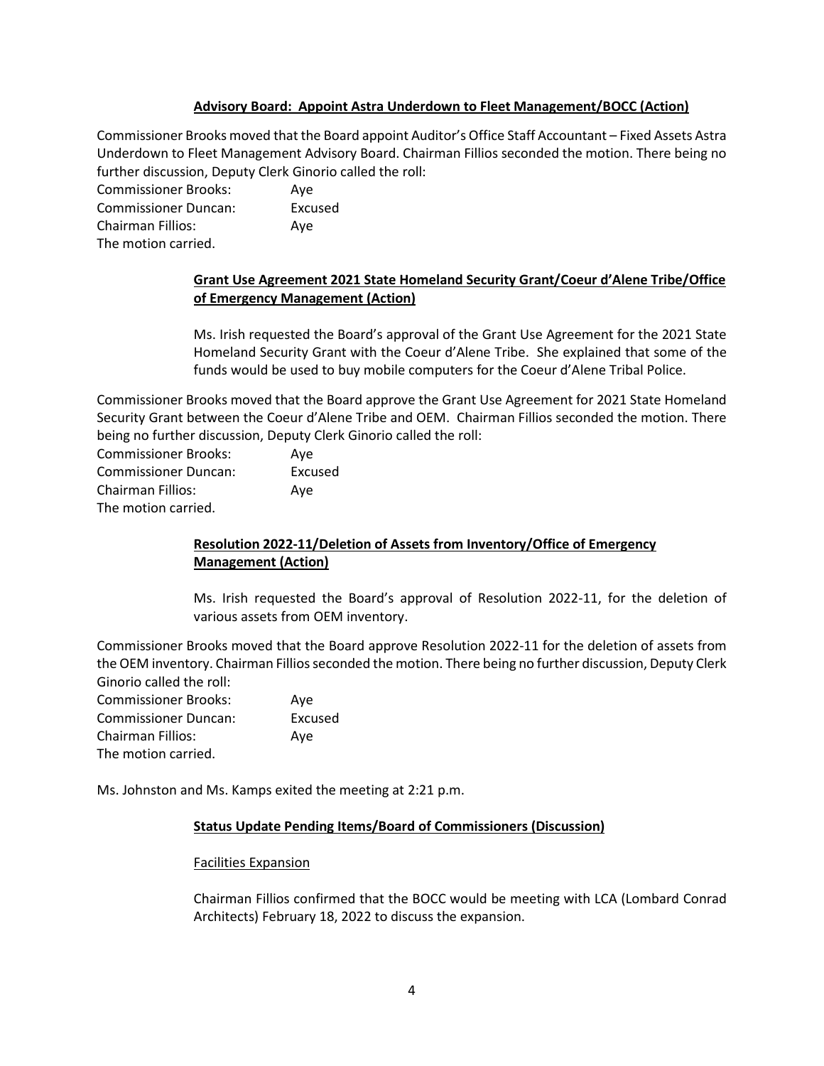**Advisory Board: Appoint Astra Underdown to Fleet Management/BOCC (Action)**

Commissioner Brooks moved that the Board appoint Auditor's Office Staff Accountant – Fixed Assets Astra Underdown to Fleet Management Advisory Board. Chairman Fillios seconded the motion. There being no further discussion, Deputy Clerk Ginorio called the roll:

Commissioner Brooks: Aye
Commissioner Duncan: Excused
Chairman Fillios: Aye
The motion carried.

**Grant Use Agreement 2021 State Homeland Security Grant/Coeur d'Alene Tribe/Office of Emergency Management (Action)**

Ms. Irish requested the Board's approval of the Grant Use Agreement for the 2021 State Homeland Security Grant with the Coeur d'Alene Tribe. She explained that some of the funds would be used to buy mobile computers for the Coeur d'Alene Tribal Police.

Commissioner Brooks moved that the Board approve the Grant Use Agreement for 2021 State Homeland Security Grant between the Coeur d'Alene Tribe and OEM. Chairman Fillios seconded the motion. There being no further discussion, Deputy Clerk Ginorio called the roll:

Commissioner Brooks: Aye
Commissioner Duncan: Excused
Chairman Fillios: Aye
The motion carried.

**Resolution 2022-11/Deletion of Assets from Inventory/Office of Emergency Management (Action)**

Ms. Irish requested the Board's approval of Resolution 2022-11, for the deletion of various assets from OEM inventory.

Commissioner Brooks moved that the Board approve Resolution 2022-11 for the deletion of assets from the OEM inventory. Chairman Fillios seconded the motion. There being no further discussion, Deputy Clerk Ginorio called the roll:

Commissioner Brooks: Aye
Commissioner Duncan: Excused
Chairman Fillios: Aye
The motion carried.

Ms. Johnston and Ms. Kamps exited the meeting at 2:21 p.m.

**Status Update Pending Items/Board of Commissioners (Discussion)**

Facilities Expansion

Chairman Fillios confirmed that the BOCC would be meeting with LCA (Lombard Conrad Architects) February 18, 2022 to discuss the expansion.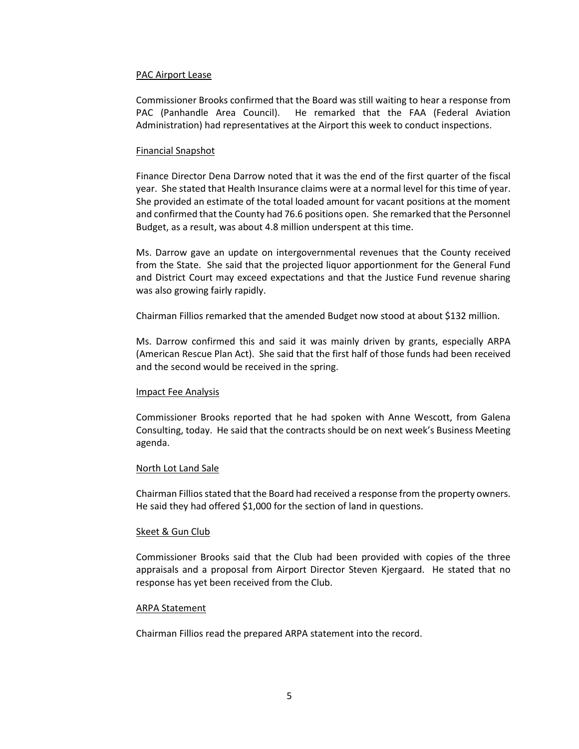PAC Airport Lease

Commissioner Brooks confirmed that the Board was still waiting to hear a response from PAC (Panhandle Area Council). He remarked that the FAA (Federal Aviation Administration) had representatives at the Airport this week to conduct inspections.

Financial Snapshot

Finance Director Dena Darrow noted that it was the end of the first quarter of the fiscal year. She stated that Health Insurance claims were at a normal level for this time of year. She provided an estimate of the total loaded amount for vacant positions at the moment and confirmed that the County had 76.6 positions open. She remarked that the Personnel Budget, as a result, was about 4.8 million underspent at this time.

Ms. Darrow gave an update on intergovernmental revenues that the County received from the State. She said that the projected liquor apportionment for the General Fund and District Court may exceed expectations and that the Justice Fund revenue sharing was also growing fairly rapidly.

Chairman Fillios remarked that the amended Budget now stood at about $132 million.

Ms. Darrow confirmed this and said it was mainly driven by grants, especially ARPA (American Rescue Plan Act). She said that the first half of those funds had been received and the second would be received in the spring.

Impact Fee Analysis

Commissioner Brooks reported that he had spoken with Anne Wescott, from Galena Consulting, today. He said that the contracts should be on next week's Business Meeting agenda.

North Lot Land Sale

Chairman Fillios stated that the Board had received a response from the property owners. He said they had offered $1,000 for the section of land in questions.

Skeet & Gun Club

Commissioner Brooks said that the Club had been provided with copies of the three appraisals and a proposal from Airport Director Steven Kjergaard. He stated that no response has yet been received from the Club.

ARPA Statement

Chairman Fillios read the prepared ARPA statement into the record.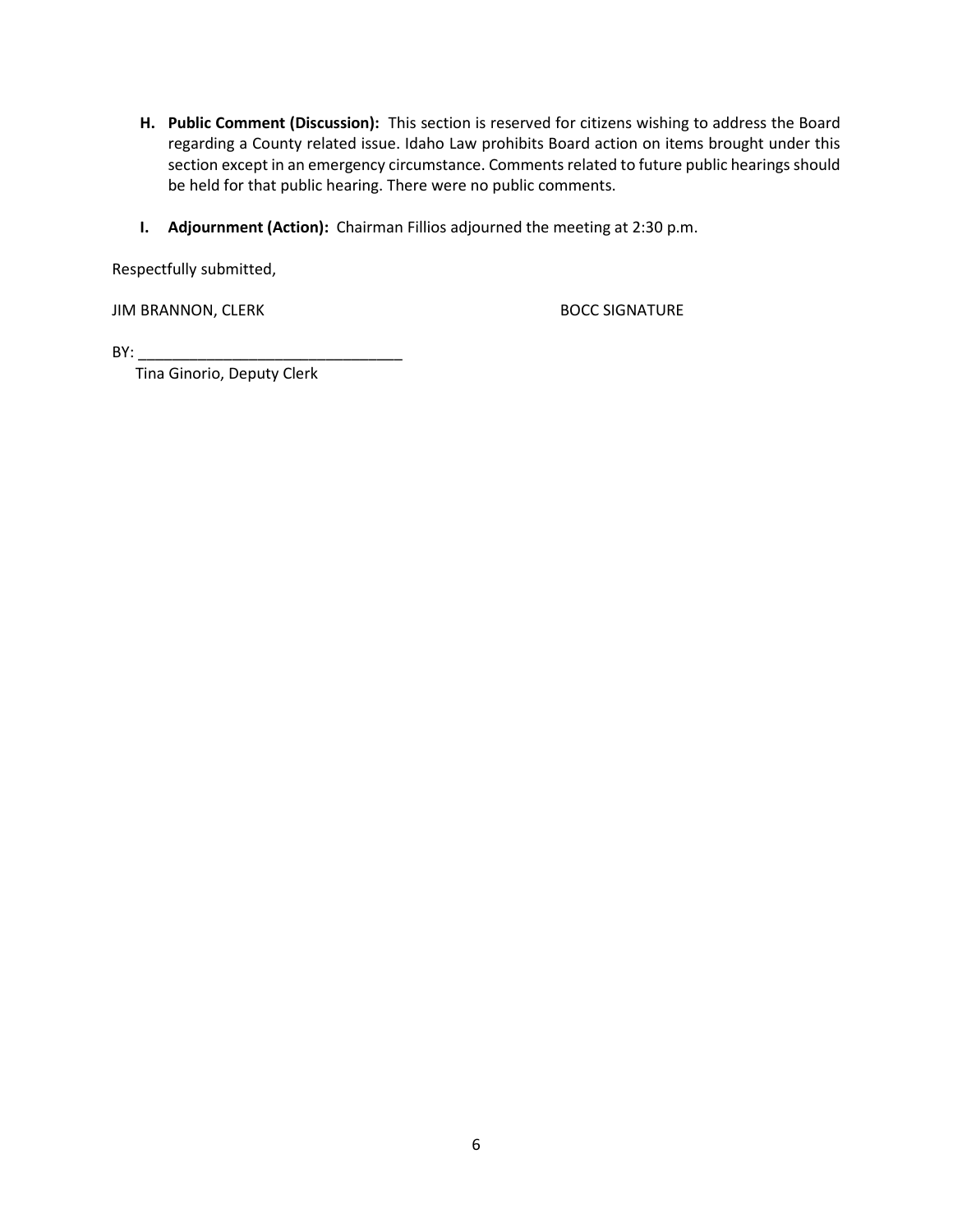**H. Public Comment (Discussion):** This section is reserved for citizens wishing to address the Board regarding a County related issue. Idaho Law prohibits Board action on items brought under this section except in an emergency circumstance. Comments related to future public hearings should be held for that public hearing. There were no public comments.

**I. Adjournment (Action):** Chairman Fillios adjourned the meeting at 2:30 p.m.

Respectfully submitted,

JIM BRANNON, CLERK BOCC SIGNATURE

BY: _______________________________

Tina Ginorio, Deputy Clerk